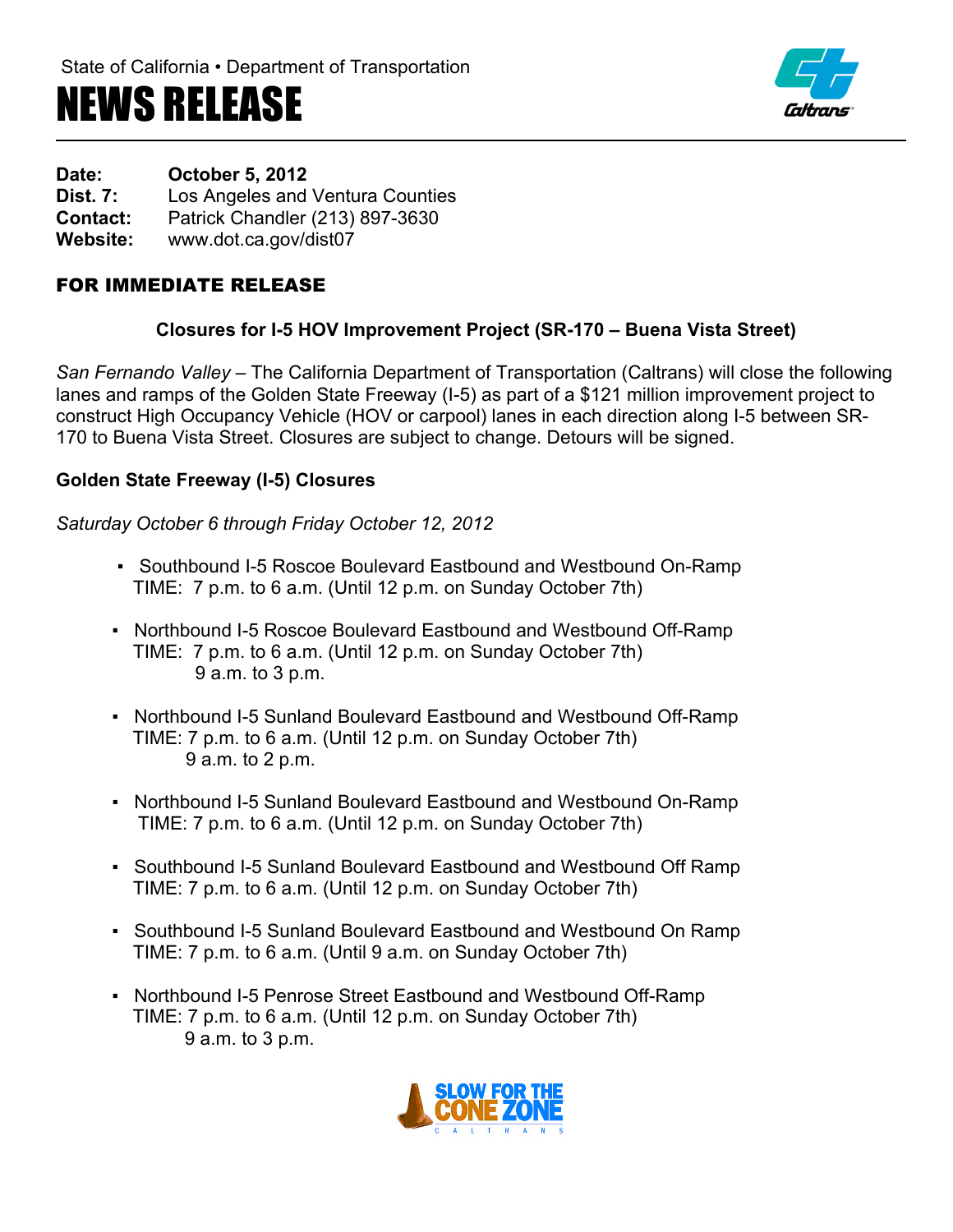State of California • Department of Transportation

# NEWS RELEASE

**Date:** **October 5, 2012**
**Dist. 7:** Los Angeles and Ventura Counties
**Contact:** Patrick Chandler (213) 897-3630
**Website:** www.dot.ca.gov/dist07

## FOR IMMEDIATE RELEASE

### Closures for I-5 HOV Improvement Project (SR-170 – Buena Vista Street)

*San Fernando Valley* – The California Department of Transportation (Caltrans) will close the following lanes and ramps of the Golden State Freeway (I-5) as part of a $121 million improvement project to construct High Occupancy Vehicle (HOV or carpool) lanes in each direction along I-5 between SR-170 to Buena Vista Street. Closures are subject to change. Detours will be signed.

### Golden State Freeway (I-5) Closures

*Saturday October 6 through Friday October 12, 2012*

- Southbound I-5 Roscoe Boulevard Eastbound and Westbound On-Ramp
  TIME: 7 p.m. to 6 a.m. (Until 12 p.m. on Sunday October 7th)

- Northbound I-5 Roscoe Boulevard Eastbound and Westbound Off-Ramp
  TIME: 7 p.m. to 6 a.m. (Until 12 p.m. on Sunday October 7th)
  9 a.m. to 3 p.m.

- Northbound I-5 Sunland Boulevard Eastbound and Westbound Off-Ramp
  TIME: 7 p.m. to 6 a.m. (Until 12 p.m. on Sunday October 7th)
  9 a.m. to 2 p.m.

- Northbound I-5 Sunland Boulevard Eastbound and Westbound On-Ramp
  TIME: 7 p.m. to 6 a.m. (Until 12 p.m. on Sunday October 7th)

- Southbound I-5 Sunland Boulevard Eastbound and Westbound Off Ramp
  TIME: 7 p.m. to 6 a.m. (Until 12 p.m. on Sunday October 7th)

- Southbound I-5 Sunland Boulevard Eastbound and Westbound On Ramp
  TIME: 7 p.m. to 6 a.m. (Until 9 a.m. on Sunday October 7th)

- Northbound I-5 Penrose Street Eastbound and Westbound Off-Ramp
  TIME: 7 p.m. to 6 a.m. (Until 12 p.m. on Sunday October 7th)
  9 a.m. to 3 p.m.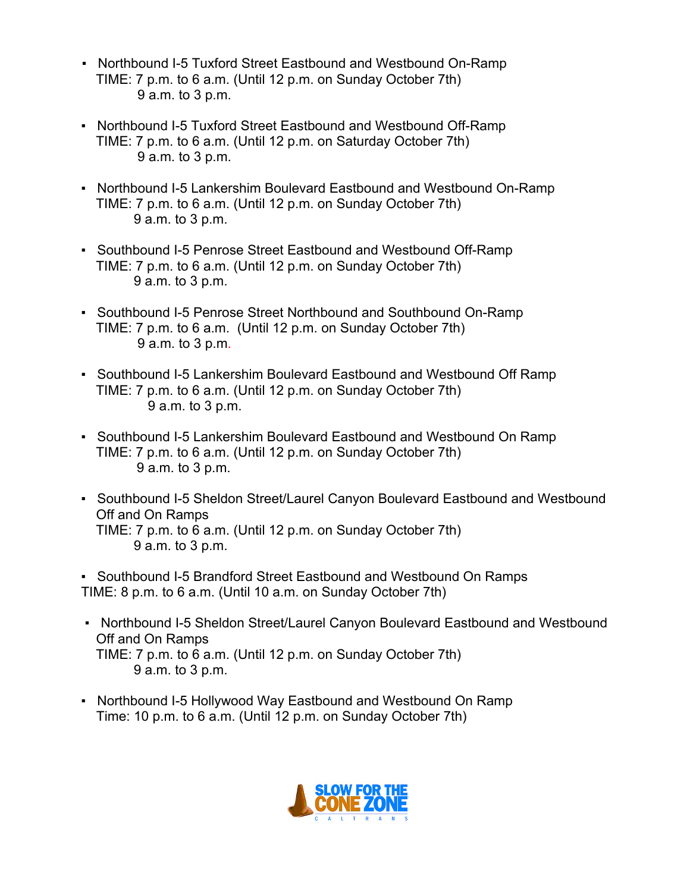- Northbound I-5 Tuxford Street Eastbound and Westbound On-Ramp
  TIME: 7 p.m. to 6 a.m. (Until 12 p.m. on Sunday October 7th)
  9 a.m. to 3 p.m.

- Northbound I-5 Tuxford Street Eastbound and Westbound Off-Ramp
  TIME: 7 p.m. to 6 a.m. (Until 12 p.m. on Saturday October 7th)
  9 a.m. to 3 p.m.

- Northbound I-5 Lankershim Boulevard Eastbound and Westbound On-Ramp
  TIME: 7 p.m. to 6 a.m. (Until 12 p.m. on Sunday October 7th)
  9 a.m. to 3 p.m.

- Southbound I-5 Penrose Street Eastbound and Westbound Off-Ramp
  TIME: 7 p.m. to 6 a.m. (Until 12 p.m. on Sunday October 7th)
  9 a.m. to 3 p.m.

- Southbound I-5 Penrose Street Northbound and Southbound On-Ramp
  TIME: 7 p.m. to 6 a.m. (Until 12 p.m. on Sunday October 7th)
  9 a.m. to 3 p.m.

- Southbound I-5 Lankershim Boulevard Eastbound and Westbound Off Ramp
  TIME: 7 p.m. to 6 a.m. (Until 12 p.m. on Sunday October 7th)
  9 a.m. to 3 p.m.

- Southbound I-5 Lankershim Boulevard Eastbound and Westbound On Ramp
  TIME: 7 p.m. to 6 a.m. (Until 12 p.m. on Sunday October 7th)
  9 a.m. to 3 p.m.

- Southbound I-5 Sheldon Street/Laurel Canyon Boulevard Eastbound and Westbound Off and On Ramps
  TIME: 7 p.m. to 6 a.m. (Until 12 p.m. on Sunday October 7th)
  9 a.m. to 3 p.m.

- Southbound I-5 Brandford Street Eastbound and Westbound On Ramps
  TIME: 8 p.m. to 6 a.m. (Until 10 a.m. on Sunday October 7th)

- Northbound I-5 Sheldon Street/Laurel Canyon Boulevard Eastbound and Westbound Off and On Ramps
  TIME: 7 p.m. to 6 a.m. (Until 12 p.m. on Sunday October 7th)
  9 a.m. to 3 p.m.

- Northbound I-5 Hollywood Way Eastbound and Westbound On Ramp
  Time: 10 p.m. to 6 a.m. (Until 12 p.m. on Sunday October 7th)

SLOW FOR THE CONE ZONE
CALTRANS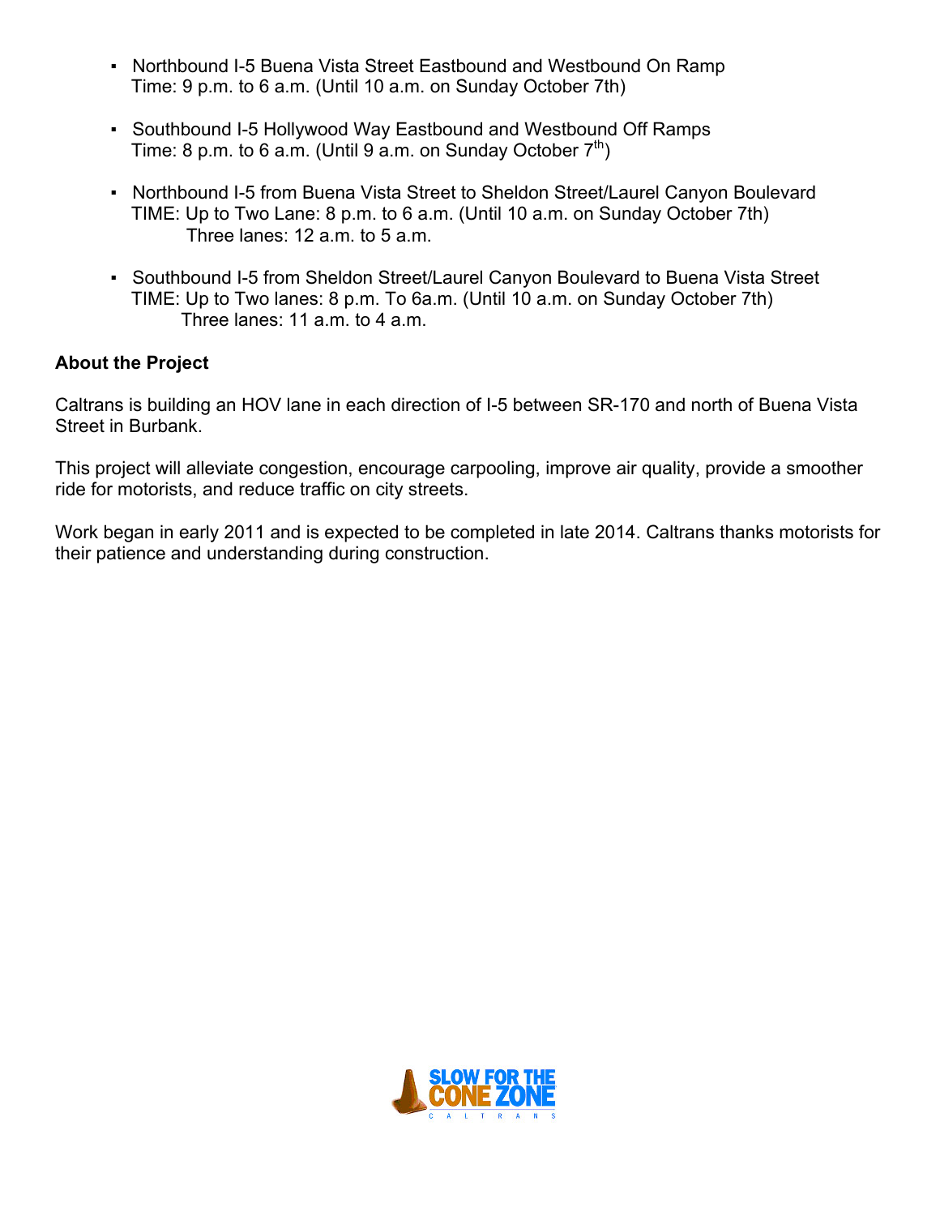- Northbound I-5 Buena Vista Street Eastbound and Westbound On Ramp
  Time: 9 p.m. to 6 a.m. (Until 10 a.m. on Sunday October 7th)

- Southbound I-5 Hollywood Way Eastbound and Westbound Off Ramps
  Time: 8 p.m. to 6 a.m. (Until 9 a.m. on Sunday October 7th)

- Northbound I-5 from Buena Vista Street to Sheldon Street/Laurel Canyon Boulevard
  TIME: Up to Two Lane: 8 p.m. to 6 a.m. (Until 10 a.m. on Sunday October 7th)
  Three lanes: 12 a.m. to 5 a.m.

- Southbound I-5 from Sheldon Street/Laurel Canyon Boulevard to Buena Vista Street
  TIME: Up to Two lanes: 8 p.m. To 6a.m. (Until 10 a.m. on Sunday October 7th)
  Three lanes: 11 a.m. to 4 a.m.

**About the Project**

Caltrans is building an HOV lane in each direction of I-5 between SR-170 and north of Buena Vista Street in Burbank.

This project will alleviate congestion, encourage carpooling, improve air quality, provide a smoother ride for motorists, and reduce traffic on city streets.

Work began in early 2011 and is expected to be completed in late 2014. Caltrans thanks motorists for their patience and understanding during construction.

SLOW FOR THE CONE ZONE
CALTRANS